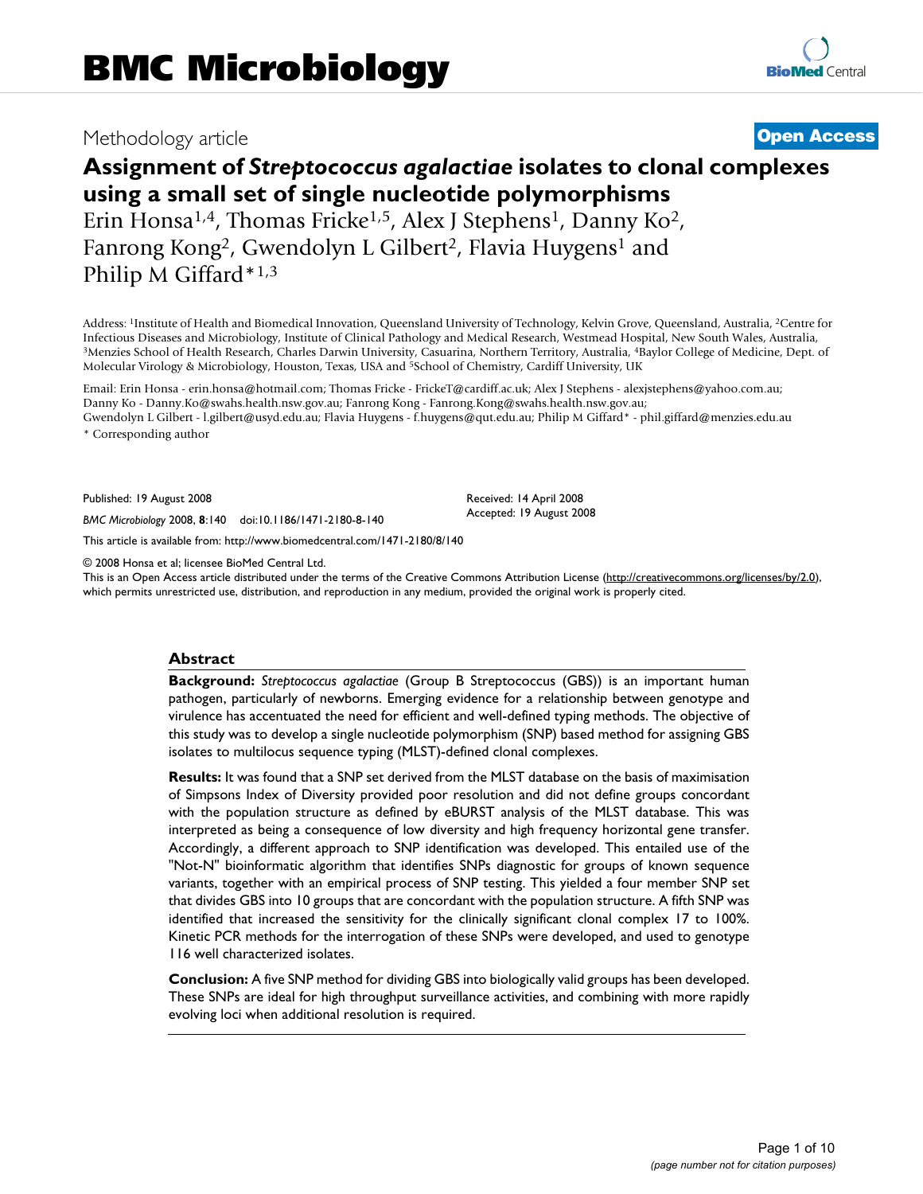Methodology article **Open Access**

# Assignment of *Streptococcus agalactiae* isolates to clonal complexes using a small set of single nucleotide polymorphisms

Erin Honsa[1,4], Thomas Fricke[1,5], Alex J Stephens[1], Danny Ko[2], Fanrong Kong[2], Gwendolyn L Gilbert[2], Flavia Huygens[1] and Philip M Giffard*[1,3]

Address: [1]Institute of Health and Biomedical Innovation, Queensland University of Technology, Kelvin Grove, Queensland, Australia, [2]Centre for Infectious Diseases and Microbiology, Institute of Clinical Pathology and Medical Research, Westmead Hospital, New South Wales, Australia, [3]Menzies School of Health Research, Charles Darwin University, Casuarina, Northern Territory, Australia, [4]Baylor College of Medicine, Dept. of Molecular Virology & Microbiology, Houston, Texas, USA and [5]School of Chemistry, Cardiff University, UK

Email: Erin Honsa - erin.honsa@hotmail.com; Thomas Fricke - FrickeT@cardiff.ac.uk; Alex J Stephens - alexjstephens@yahoo.com.au; Danny Ko - Danny.Ko@swahs.health.nsw.gov.au; Fanrong Kong - Fanrong.Kong@swahs.health.nsw.gov.au; Gwendolyn L Gilbert - l.gilbert@usyd.edu.au; Flavia Huygens - f.huygens@qut.edu.au; Philip M Giffard* - phil.giffard@menzies.edu.au

\* Corresponding author

Published: 19 August 2008

*BMC Microbiology* 2008, **8**:140 doi:10.1186/1471-2180-8-140

Received: 14 April 2008
Accepted: 19 August 2008

This article is available from: http://www.biomedcentral.com/1471-2180/8/140

© 2008 Honsa et al; licensee BioMed Central Ltd.

This is an Open Access article distributed under the terms of the Creative Commons Attribution License (http://creativecommons.org/licenses/by/2.0), which permits unrestricted use, distribution, and reproduction in any medium, provided the original work is properly cited.

## Abstract

**Background:** *Streptococcus agalactiae* (Group B Streptococcus (GBS)) is an important human pathogen, particularly of newborns. Emerging evidence for a relationship between genotype and virulence has accentuated the need for efficient and well-defined typing methods. The objective of this study was to develop a single nucleotide polymorphism (SNP) based method for assigning GBS isolates to multilocus sequence typing (MLST)-defined clonal complexes.

**Results:** It was found that a SNP set derived from the MLST database on the basis of maximisation of Simpsons Index of Diversity provided poor resolution and did not define groups concordant with the population structure as defined by eBURST analysis of the MLST database. This was interpreted as being a consequence of low diversity and high frequency horizontal gene transfer. Accordingly, a different approach to SNP identification was developed. This entailed use of the "Not-N" bioinformatic algorithm that identifies SNPs diagnostic for groups of known sequence variants, together with an empirical process of SNP testing. This yielded a four member SNP set that divides GBS into 10 groups that are concordant with the population structure. A fifth SNP was identified that increased the sensitivity for the clinically significant clonal complex 17 to 100%. Kinetic PCR methods for the interrogation of these SNPs were developed, and used to genotype 116 well characterized isolates.

**Conclusion:** A five SNP method for dividing GBS into biologically valid groups has been developed. These SNPs are ideal for high throughput surveillance activities, and combining with more rapidly evolving loci when additional resolution is required.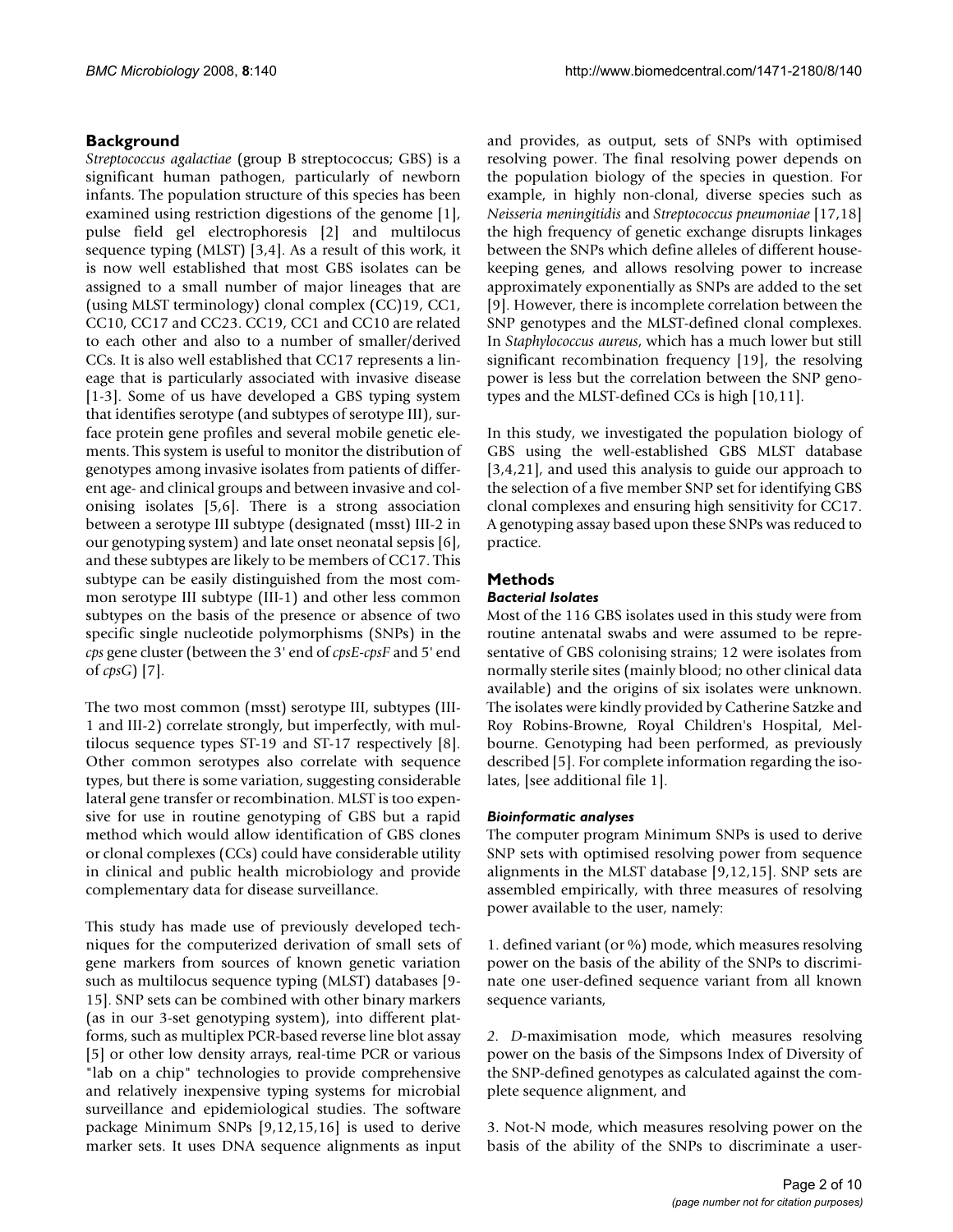## Background

*Streptococcus agalactiae* (group B streptococcus; GBS) is a significant human pathogen, particularly of newborn infants. The population structure of this species has been examined using restriction digestions of the genome [1], pulse field gel electrophoresis [2] and multilocus sequence typing (MLST) [3,4]. As a result of this work, it is now well established that most GBS isolates can be assigned to a small number of major lineages that are (using MLST terminology) clonal complex (CC)19, CC1, CC10, CC17 and CC23. CC19, CC1 and CC10 are related to each other and also to a number of smaller/derived CCs. It is also well established that CC17 represents a lineage that is particularly associated with invasive disease [1-3]. Some of us have developed a GBS typing system that identifies serotype (and subtypes of serotype III), surface protein gene profiles and several mobile genetic elements. This system is useful to monitor the distribution of genotypes among invasive isolates from patients of different age- and clinical groups and between invasive and colonising isolates [5,6]. There is a strong association between a serotype III subtype (designated (msst) III-2 in our genotyping system) and late onset neonatal sepsis [6], and these subtypes are likely to be members of CC17. This subtype can be easily distinguished from the most common serotype III subtype (III-1) and other less common subtypes on the basis of the presence or absence of two specific single nucleotide polymorphisms (SNPs) in the *cps* gene cluster (between the 3' end of *cpsE-cpsF* and 5' end of *cpsG*) [7].

The two most common (msst) serotype III, subtypes (III-1 and III-2) correlate strongly, but imperfectly, with multilocus sequence types ST-19 and ST-17 respectively [8]. Other common serotypes also correlate with sequence types, but there is some variation, suggesting considerable lateral gene transfer or recombination. MLST is too expensive for use in routine genotyping of GBS but a rapid method which would allow identification of GBS clones or clonal complexes (CCs) could have considerable utility in clinical and public health microbiology and provide complementary data for disease surveillance.

This study has made use of previously developed techniques for the computerized derivation of small sets of gene markers from sources of known genetic variation such as multilocus sequence typing (MLST) databases [9-15]. SNP sets can be combined with other binary markers (as in our 3-set genotyping system), into different platforms, such as multiplex PCR-based reverse line blot assay [5] or other low density arrays, real-time PCR or various "lab on a chip" technologies to provide comprehensive and relatively inexpensive typing systems for microbial surveillance and epidemiological studies. The software package Minimum SNPs [9,12,15,16] is used to derive marker sets. It uses DNA sequence alignments as input and provides, as output, sets of SNPs with optimised resolving power. The final resolving power depends on the population biology of the species in question. For example, in highly non-clonal, diverse species such as *Neisseria meningitidis* and *Streptococcus pneumoniae* [17,18] the high frequency of genetic exchange disrupts linkages between the SNPs which define alleles of different housekeeping genes, and allows resolving power to increase approximately exponentially as SNPs are added to the set [9]. However, there is incomplete correlation between the SNP genotypes and the MLST-defined clonal complexes. In *Staphylococcus aureus*, which has a much lower but still significant recombination frequency [19], the resolving power is less but the correlation between the SNP genotypes and the MLST-defined CCs is high [10,11].

In this study, we investigated the population biology of GBS using the well-established GBS MLST database [3,4,21], and used this analysis to guide our approach to the selection of a five member SNP set for identifying GBS clonal complexes and ensuring high sensitivity for CC17. A genotyping assay based upon these SNPs was reduced to practice.

## Methods

### *Bacterial Isolates*

Most of the 116 GBS isolates used in this study were from routine antenatal swabs and were assumed to be representative of GBS colonising strains; 12 were isolates from normally sterile sites (mainly blood; no other clinical data available) and the origins of six isolates were unknown. The isolates were kindly provided by Catherine Satzke and Roy Robins-Browne, Royal Children's Hospital, Melbourne. Genotyping had been performed, as previously described [5]. For complete information regarding the isolates, [see additional file 1].

### *Bioinformatic analyses*

The computer program Minimum SNPs is used to derive SNP sets with optimised resolving power from sequence alignments in the MLST database [9,12,15]. SNP sets are assembled empirically, with three measures of resolving power available to the user, namely:

1. defined variant (or %) mode, which measures resolving power on the basis of the ability of the SNPs to discriminate one user-defined sequence variant from all known sequence variants,

2. *D*-maximisation mode, which measures resolving power on the basis of the Simpsons Index of Diversity of the SNP-defined genotypes as calculated against the complete sequence alignment, and

3. Not-N mode, which measures resolving power on the basis of the ability of the SNPs to discriminate a user-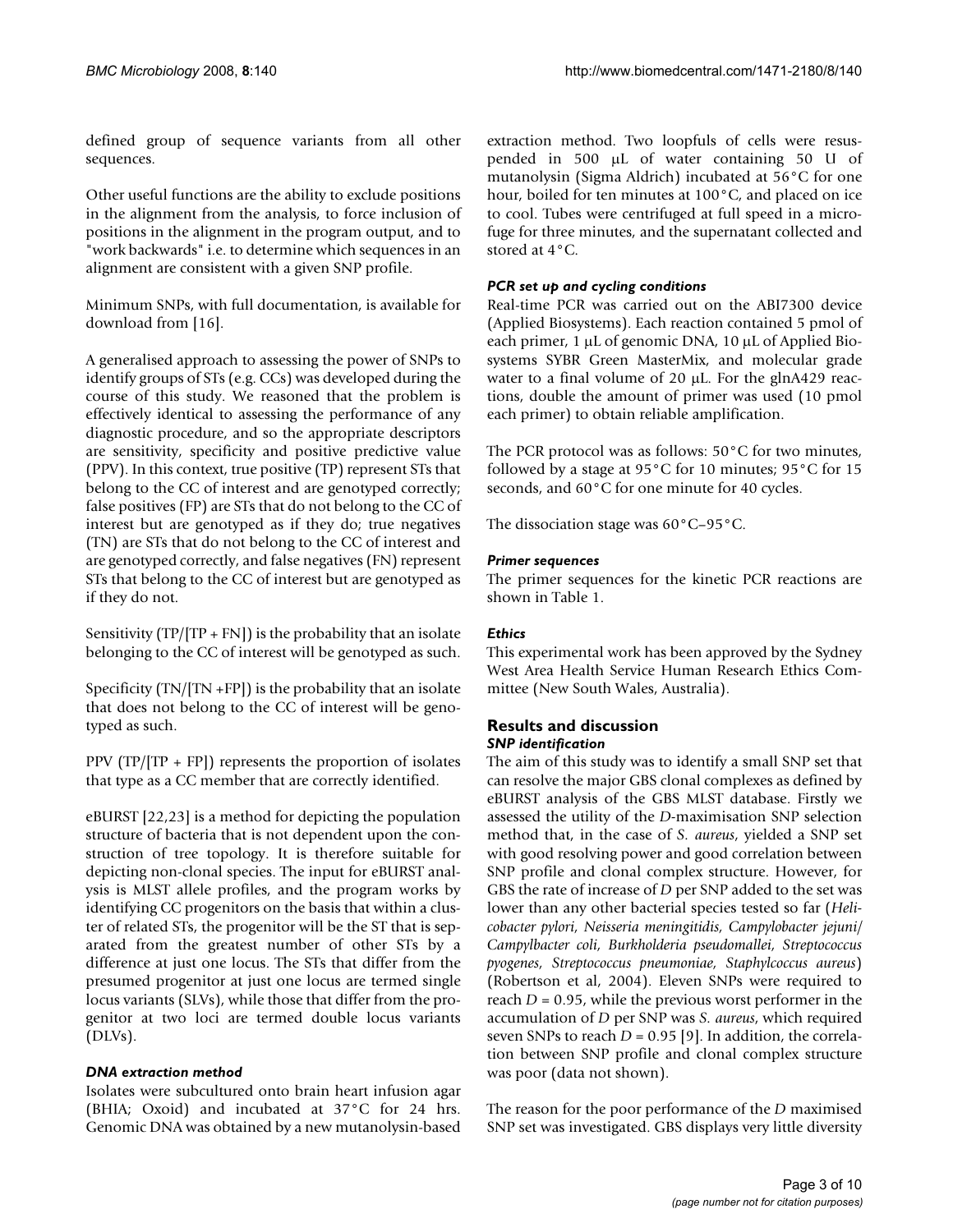defined group of sequence variants from all other sequences.

Other useful functions are the ability to exclude positions in the alignment from the analysis, to force inclusion of positions in the alignment in the program output, and to "work backwards" i.e. to determine which sequences in an alignment are consistent with a given SNP profile.

Minimum SNPs, with full documentation, is available for download from [16].

A generalised approach to assessing the power of SNPs to identify groups of STs (e.g. CCs) was developed during the course of this study. We reasoned that the problem is effectively identical to assessing the performance of any diagnostic procedure, and so the appropriate descriptors are sensitivity, specificity and positive predictive value (PPV). In this context, true positive (TP) represent STs that belong to the CC of interest and are genotyped correctly; false positives (FP) are STs that do not belong to the CC of interest but are genotyped as if they do; true negatives (TN) are STs that do not belong to the CC of interest and are genotyped correctly, and false negatives (FN) represent STs that belong to the CC of interest but are genotyped as if they do not.

Sensitivity (TP/[TP + FN]) is the probability that an isolate belonging to the CC of interest will be genotyped as such.

Specificity (TN/[TN +FP]) is the probability that an isolate that does not belong to the CC of interest will be genotyped as such.

PPV (TP/[TP + FP]) represents the proportion of isolates that type as a CC member that are correctly identified.

eBURST [22,23] is a method for depicting the population structure of bacteria that is not dependent upon the construction of tree topology. It is therefore suitable for depicting non-clonal species. The input for eBURST analysis is MLST allele profiles, and the program works by identifying CC progenitors on the basis that within a cluster of related STs, the progenitor will be the ST that is separated from the greatest number of other STs by a difference at just one locus. The STs that differ from the presumed progenitor at just one locus are termed single locus variants (SLVs), while those that differ from the progenitor at two loci are termed double locus variants (DLVs).

### *DNA extraction method*

Isolates were subcultured onto brain heart infusion agar (BHIA; Oxoid) and incubated at 37°C for 24 hrs. Genomic DNA was obtained by a new mutanolysin-based extraction method. Two loopfuls of cells were resuspended in 500 μL of water containing 50 U of mutanolysin (Sigma Aldrich) incubated at 56°C for one hour, boiled for ten minutes at 100°C, and placed on ice to cool. Tubes were centrifuged at full speed in a microfuge for three minutes, and the supernatant collected and stored at 4°C.

### *PCR set up and cycling conditions*

Real-time PCR was carried out on the ABI7300 device (Applied Biosystems). Each reaction contained 5 pmol of each primer, 1 μL of genomic DNA, 10 μL of Applied Biosystems SYBR Green MasterMix, and molecular grade water to a final volume of 20 μL. For the glnA429 reactions, double the amount of primer was used (10 pmol each primer) to obtain reliable amplification.

The PCR protocol was as follows: 50°C for two minutes, followed by a stage at 95°C for 10 minutes; 95°C for 15 seconds, and 60°C for one minute for 40 cycles.

The dissociation stage was 60°C–95°C.

### *Primer sequences*

The primer sequences for the kinetic PCR reactions are shown in Table 1.

### *Ethics*

This experimental work has been approved by the Sydney West Area Health Service Human Research Ethics Committee (New South Wales, Australia).

## Results and discussion

### *SNP identification*

The aim of this study was to identify a small SNP set that can resolve the major GBS clonal complexes as defined by eBURST analysis of the GBS MLST database. Firstly we assessed the utility of the *D*-maximisation SNP selection method that, in the case of *S. aureus*, yielded a SNP set with good resolving power and good correlation between SNP profile and clonal complex structure. However, for GBS the rate of increase of *D* per SNP added to the set was lower than any other bacterial species tested so far (*Helicobacter pylori*, *Neisseria meningitidis*, *Campylobacter jejuni*/*Campylobacter coli*, *Burkholderia pseudomallei*, *Streptococcus pyogenes*, *Streptococcus pneumoniae*, *Staphylcoccus aureus*) (Robertson et al, 2004). Eleven SNPs were required to reach $D = 0.95$, while the previous worst performer in the accumulation of *D* per SNP was *S. aureus*, which required seven SNPs to reach $D = 0.95$ [9]. In addition, the correlation between SNP profile and clonal complex structure was poor (data not shown).

The reason for the poor performance of the *D* maximised SNP set was investigated. GBS displays very little diversity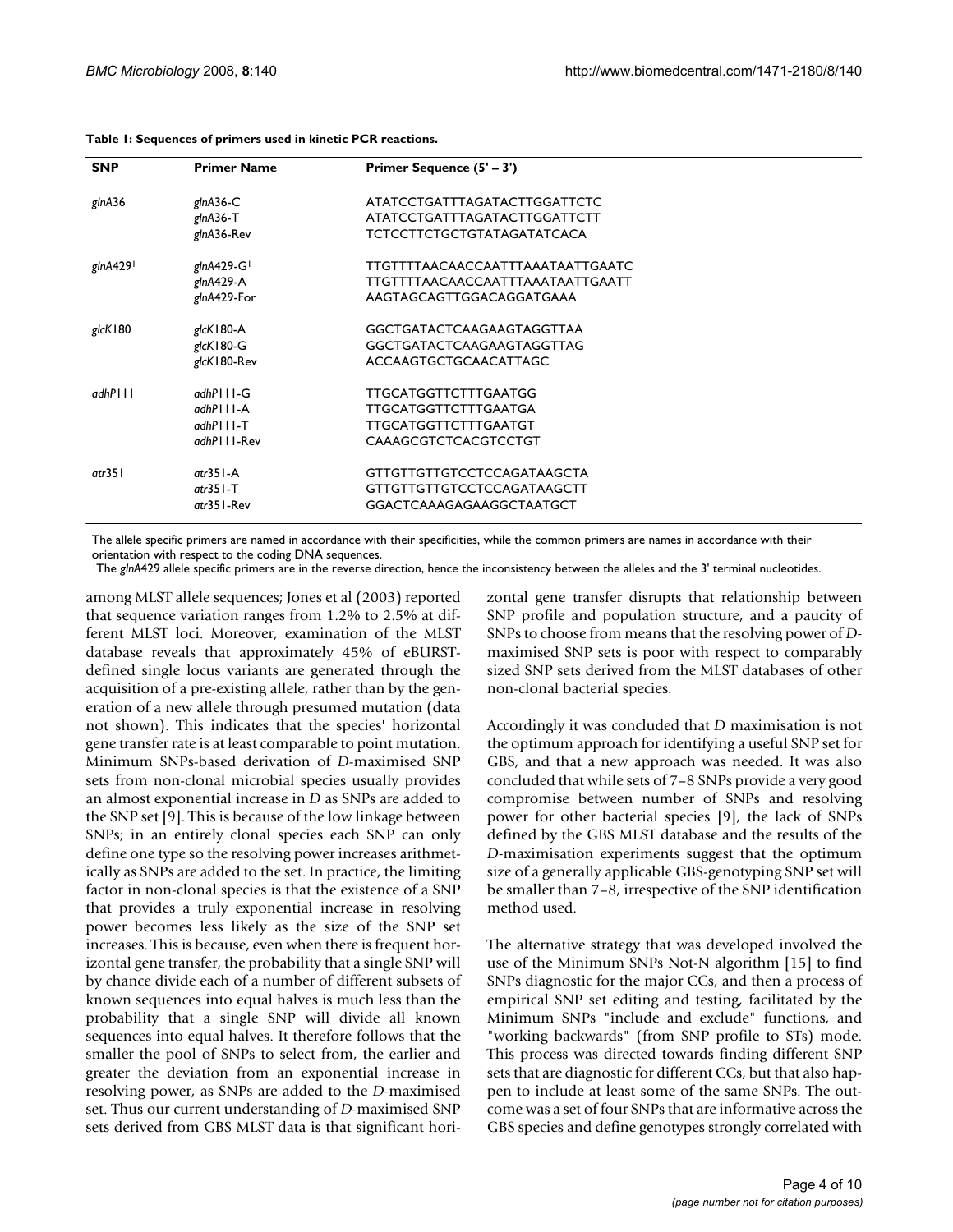**Table 1: Sequences of primers used in kinetic PCR reactions.**

| SNP | Primer Name | Primer Sequence (5' – 3') |
|---|---|---|
| *glnA*36 | *glnA*36-C | ATATCCTGATTTAGATACTTGGATTCTC |
| | *glnA*36-T | ATATCCTGATTTAGATACTTGGATTCTT |
| | *glnA*36-Rev | TCTCCTTCTGCTGTATAGATATCACA |
| *glnA*429[1] | *glnA*429-G[1] | TTGTTTTAACAACCAATTTAAATAATTGAATC |
| | *glnA*429-A | TTGTTTTAACAACCAATTTAAATAATTGAATT |
| | *glnA*429-For | AAGTAGCAGTTGGACAGGATGAAA |
| *glcK*180 | *glcK*180-A | GGCTGATACTCAAGAAGTAGGTTAA |
| | *glcK*180-G | GGCTGATACTCAAGAAGTAGGTTAG |
| | *glcK*180-Rev | ACCAAGTGCTGCAACATTAGC |
| *adhP*111 | *adhP*111-G | TTGCATGGTTCTTTGAATGG |
| | *adhP*111-A | TTGCATGGTTCTTTGAATGA |
| | *adhP*111-T | TTGCATGGTTCTTTGAATGT |
| | *adhP*111-Rev | CAAAGCGTCTCACGTCCTGT |
| *atr*351 | *atr*351-A | GTTGTTGTTGTCCTCCAGATAAGCTA |
| | *atr*351-T | GTTGTTGTTGTCCTCCAGATAAGCTT |
| | *atr*351-Rev | GGACTCAAAGAGAAGGCTAATGCT |

The allele specific primers are named in accordance with their specificities, while the common primers are names in accordance with their orientation with respect to the coding DNA sequences.
[1]The *glnA*429 allele specific primers are in the reverse direction, hence the inconsistency between the alleles and the 3' terminal nucleotides.

among MLST allele sequences; Jones et al (2003) reported that sequence variation ranges from 1.2% to 2.5% at different MLST loci. Moreover, examination of the MLST database reveals that approximately 45% of eBURST-defined single locus variants are generated through the acquisition of a pre-existing allele, rather than by the generation of a new allele through presumed mutation (data not shown). This indicates that the species' horizontal gene transfer rate is at least comparable to point mutation. Minimum SNPs-based derivation of *D*-maximised SNP sets from non-clonal microbial species usually provides an almost exponential increase in *D* as SNPs are added to the SNP set [9]. This is because of the low linkage between SNPs; in an entirely clonal species each SNP can only define one type so the resolving power increases arithmetically as SNPs are added to the set. In practice, the limiting factor in non-clonal species is that the existence of a SNP that provides a truly exponential increase in resolving power becomes less likely as the size of the SNP set increases. This is because, even when there is frequent horizontal gene transfer, the probability that a single SNP will by chance divide each of a number of different subsets of known sequences into equal halves is much less than the probability that a single SNP will divide all known sequences into equal halves. It therefore follows that the smaller the pool of SNPs to select from, the earlier and greater the deviation from an exponential increase in resolving power, as SNPs are added to the *D*-maximised set. Thus our current understanding of *D*-maximised SNP sets derived from GBS MLST data is that significant horizontal gene transfer disrupts that relationship between SNP profile and population structure, and a paucity of SNPs to choose from means that the resolving power of *D*-maximised SNP sets is poor with respect to comparably sized SNP sets derived from the MLST databases of other non-clonal bacterial species.

Accordingly it was concluded that *D* maximisation is not the optimum approach for identifying a useful SNP set for GBS, and that a new approach was needed. It was also concluded that while sets of 7–8 SNPs provide a very good compromise between number of SNPs and resolving power for other bacterial species [9], the lack of SNPs defined by the GBS MLST database and the results of the *D*-maximisation experiments suggest that the optimum size of a generally applicable GBS-genotyping SNP set will be smaller than 7–8, irrespective of the SNP identification method used.

The alternative strategy that was developed involved the use of the Minimum SNPs Not-N algorithm [15] to find SNPs diagnostic for the major CCs, and then a process of empirical SNP set editing and testing, facilitated by the Minimum SNPs "include and exclude" functions, and "working backwards" (from SNP profile to STs) mode. This process was directed towards finding different SNP sets that are diagnostic for different CCs, but that also happen to include at least some of the same SNPs. The outcome was a set of four SNPs that are informative across the GBS species and define genotypes strongly correlated with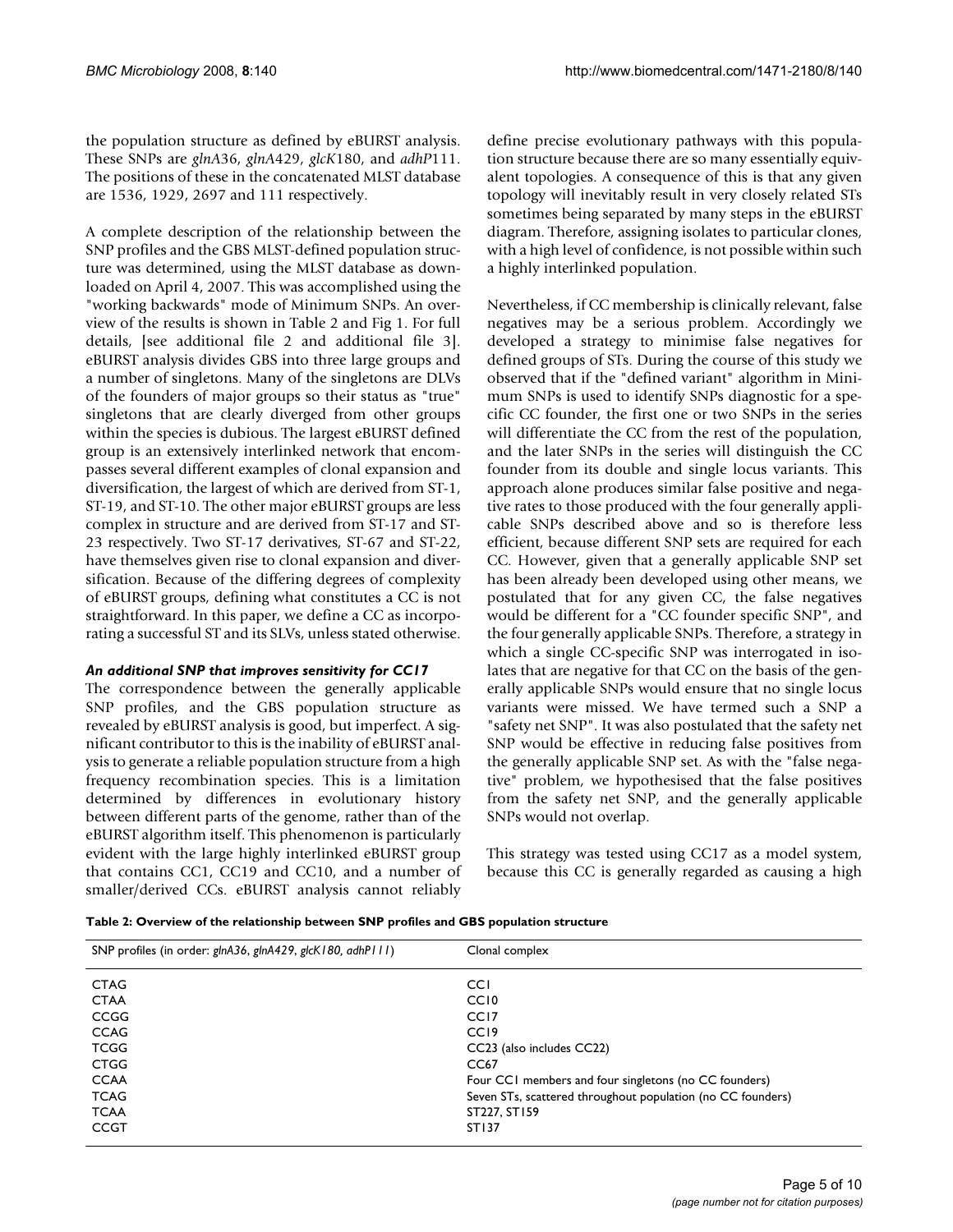the population structure as defined by eBURST analysis. These SNPs are *glnA*36, *glnA*429, *glcK*180, and *adhP*111. The positions of these in the concatenated MLST database are 1536, 1929, 2697 and 111 respectively.

A complete description of the relationship between the SNP profiles and the GBS MLST-defined population structure was determined, using the MLST database as downloaded on April 4, 2007. This was accomplished using the "working backwards" mode of Minimum SNPs. An overview of the results is shown in Table 2 and Fig 1. For full details, [see additional file 2 and additional file 3]. eBURST analysis divides GBS into three large groups and a number of singletons. Many of the singletons are DLVs of the founders of major groups so their status as "true" singletons that are clearly diverged from other groups within the species is dubious. The largest eBURST defined group is an extensively interlinked network that encompasses several different examples of clonal expansion and diversification, the largest of which are derived from ST-1, ST-19, and ST-10. The other major eBURST groups are less complex in structure and are derived from ST-17 and ST-23 respectively. Two ST-17 derivatives, ST-67 and ST-22, have themselves given rise to clonal expansion and diversification. Because of the differing degrees of complexity of eBURST groups, defining what constitutes a CC is not straightforward. In this paper, we define a CC as incorporating a successful ST and its SLVs, unless stated otherwise.

### *An additional SNP that improves sensitivity for CC17*

The correspondence between the generally applicable SNP profiles, and the GBS population structure as revealed by eBURST analysis is good, but imperfect. A significant contributor to this is the inability of eBURST analysis to generate a reliable population structure from a high frequency recombination species. This is a limitation determined by differences in evolutionary history between different parts of the genome, rather than of the eBURST algorithm itself. This phenomenon is particularly evident with the large highly interlinked eBURST group that contains CC1, CC19 and CC10, and a number of smaller/derived CCs. eBURST analysis cannot reliably define precise evolutionary pathways with this population structure because there are so many essentially equivalent topologies. A consequence of this is that any given topology will inevitably result in very closely related STs sometimes being separated by many steps in the eBURST diagram. Therefore, assigning isolates to particular clones, with a high level of confidence, is not possible within such a highly interlinked population.

Nevertheless, if CC membership is clinically relevant, false negatives may be a serious problem. Accordingly we developed a strategy to minimise false negatives for defined groups of STs. During the course of this study we observed that if the "defined variant" algorithm in Minimum SNPs is used to identify SNPs diagnostic for a specific CC founder, the first one or two SNPs in the series will differentiate the CC from the rest of the population, and the later SNPs in the series will distinguish the CC founder from its double and single locus variants. This approach alone produces similar false positive and negative rates to those produced with the four generally applicable SNPs described above and so is therefore less efficient, because different SNP sets are required for each CC. However, given that a generally applicable SNP set has been already been developed using other means, we postulated that for any given CC, the false negatives would be different for a "CC founder specific SNP", and the four generally applicable SNPs. Therefore, a strategy in which a single CC-specific SNP was interrogated in isolates that are negative for that CC on the basis of the generally applicable SNPs would ensure that no single locus variants were missed. We have termed such a SNP a "safety net SNP". It was also postulated that the safety net SNP would be effective in reducing false positives from the generally applicable SNP set. As with the "false negative" problem, we hypothesised that the false positives from the safety net SNP, and the generally applicable SNPs would not overlap.

This strategy was tested using CC17 as a model system, because this CC is generally regarded as causing a high

**Table 2: Overview of the relationship between SNP profiles and GBS population structure**

| SNP profiles (in order: *glnA*36, *glnA*429, *glcK*180, *adhP*111) | Clonal complex |
|---|---|
| CTAG | CC1 |
| CTAA | CC10 |
| CCGG | CC17 |
| CCAG | CC19 |
| TCGG | CC23 (also includes CC22) |
| CTGG | CC67 |
| CCAA | Four CC1 members and four singletons (no CC founders) |
| TCAG | Seven STs, scattered throughout population (no CC founders) |
| TCAA | ST227, ST159 |
| CCGT | ST137 |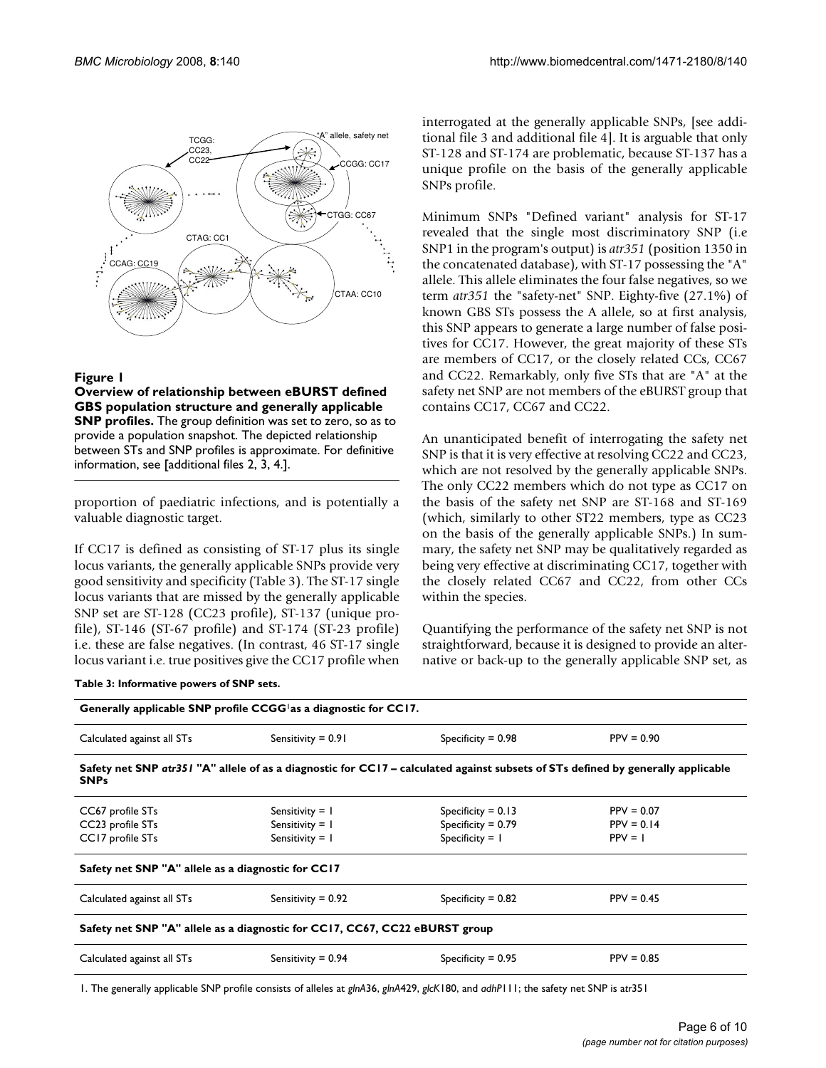**Figure 1**

**Overview of relationship between eBURST defined GBS population structure and generally applicable SNP profiles.** The group definition was set to zero, so as to provide a population snapshot. The depicted relationship between STs and SNP profiles is approximate. For definitive information, see [additional files 2, 3, 4.].

proportion of paediatric infections, and is potentially a valuable diagnostic target.

If CC17 is defined as consisting of ST-17 plus its single locus variants, the generally applicable SNPs provide very good sensitivity and specificity (Table 3). The ST-17 single locus variants that are missed by the generally applicable SNP set are ST-128 (CC23 profile), ST-137 (unique profile), ST-146 (ST-67 profile) and ST-174 (ST-23 profile) i.e. these are false negatives. (In contrast, 46 ST-17 single locus variant i.e. true positives give the CC17 profile when interrogated at the generally applicable SNPs, [see additional file 3 and additional file 4]. It is arguable that only ST-128 and ST-174 are problematic, because ST-137 has a unique profile on the basis of the generally applicable SNPs profile.

Minimum SNPs "Defined variant" analysis for ST-17 revealed that the single most discriminatory SNP (i.e SNP1 in the program's output) is *atr351* (position 1350 in the concatenated database), with ST-17 possessing the "A" allele. This allele eliminates the four false negatives, so we term *atr351* the "safety-net" SNP. Eighty-five (27.1%) of known GBS STs possess the A allele, so at first analysis, this SNP appears to generate a large number of false positives for CC17. However, the great majority of these STs are members of CC17, or the closely related CCs, CC67 and CC22. Remarkably, only five STs that are "A" at the safety net SNP are not members of the eBURST group that contains CC17, CC67 and CC22.

An unanticipated benefit of interrogating the safety net SNP is that it is very effective at resolving CC22 and CC23, which are not resolved by the generally applicable SNPs. The only CC22 members which do not type as CC17 on the basis of the safety net SNP are ST-168 and ST-169 (which, similarly to other ST22 members, type as CC23 on the basis of the generally applicable SNPs.) In summary, the safety net SNP may be qualitatively regarded as being very effective at discriminating CC17, together with the closely related CC67 and CC22, from other CCs within the species.

Quantifying the performance of the safety net SNP is not straightforward, because it is designed to provide an alternative or back-up to the generally applicable SNP set, as

**Table 3: Informative powers of SNP sets.**

| | | | |
|---|---|---|---|
| **Generally applicable SNP profile CCGG[1] as a diagnostic for CC17.** | | | |
| Calculated against all STs | Sensitivity = 0.91 | Specificity = 0.98 | PPV = 0.90 |
| **Safety net SNP *atr351* "A" allele of as a diagnostic for CC17 – calculated against subsets of STs defined by generally applicable SNPs** | | | |
| CC67 profile STs | Sensitivity = 1 | Specificity = 0.13 | PPV = 0.07 |
| CC23 profile STs | Sensitivity = 1 | Specificity = 0.79 | PPV = 0.14 |
| CC17 profile STs | Sensitivity = 1 | Specificity = 1 | PPV = 1 |
| **Safety net SNP "A" allele as a diagnostic for CC17** | | | |
| Calculated against all STs | Sensitivity = 0.92 | Specificity = 0.82 | PPV = 0.45 |
| **Safety net SNP "A" allele as a diagnostic for CC17, CC67, CC22 eBURST group** | | | |
| Calculated against all STs | Sensitivity = 0.94 | Specificity = 0.95 | PPV = 0.85 |

1. The generally applicable SNP profile consists of alleles at *glnA*36, *glnA*429, *glcK*180, and *adhP*111; the safety net SNP is a*tr*351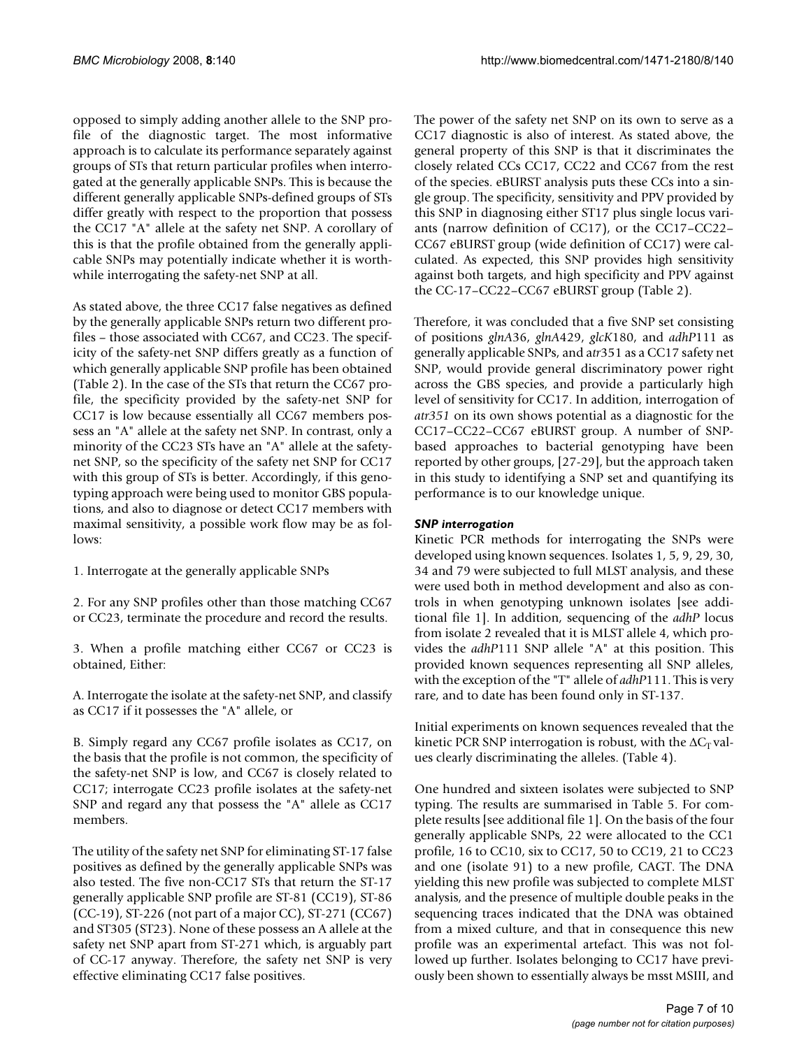opposed to simply adding another allele to the SNP profile of the diagnostic target. The most informative approach is to calculate its performance separately against groups of STs that return particular profiles when interrogated at the generally applicable SNPs. This is because the different generally applicable SNPs-defined groups of STs differ greatly with respect to the proportion that possess the CC17 "A" allele at the safety net SNP. A corollary of this is that the profile obtained from the generally applicable SNPs may potentially indicate whether it is worthwhile interrogating the safety-net SNP at all.

As stated above, the three CC17 false negatives as defined by the generally applicable SNPs return two different profiles – those associated with CC67, and CC23. The specificity of the safety-net SNP differs greatly as a function of which generally applicable SNP profile has been obtained (Table 2). In the case of the STs that return the CC67 profile, the specificity provided by the safety-net SNP for CC17 is low because essentially all CC67 members possess an "A" allele at the safety net SNP. In contrast, only a minority of the CC23 STs have an "A" allele at the safety-net SNP, so the specificity of the safety net SNP for CC17 with this group of STs is better. Accordingly, if this genotyping approach were being used to monitor GBS populations, and also to diagnose or detect CC17 members with maximal sensitivity, a possible work flow may be as follows:

1. Interrogate at the generally applicable SNPs

2. For any SNP profiles other than those matching CC67 or CC23, terminate the procedure and record the results.

3. When a profile matching either CC67 or CC23 is obtained, Either:

A. Interrogate the isolate at the safety-net SNP, and classify as CC17 if it possesses the "A" allele, or

B. Simply regard any CC67 profile isolates as CC17, on the basis that the profile is not common, the specificity of the safety-net SNP is low, and CC67 is closely related to CC17; interrogate CC23 profile isolates at the safety-net SNP and regard any that possess the "A" allele as CC17 members.

The utility of the safety net SNP for eliminating ST-17 false positives as defined by the generally applicable SNPs was also tested. The five non-CC17 STs that return the ST-17 generally applicable SNP profile are ST-81 (CC19), ST-86 (CC-19), ST-226 (not part of a major CC), ST-271 (CC67) and ST305 (ST23). None of these possess an A allele at the safety net SNP apart from ST-271 which, is arguably part of CC-17 anyway. Therefore, the safety net SNP is very effective eliminating CC17 false positives.

The power of the safety net SNP on its own to serve as a CC17 diagnostic is also of interest. As stated above, the general property of this SNP is that it discriminates the closely related CCs CC17, CC22 and CC67 from the rest of the species. eBURST analysis puts these CCs into a single group. The specificity, sensitivity and PPV provided by this SNP in diagnosing either ST17 plus single locus variants (narrow definition of CC17), or the CC17–CC22–CC67 eBURST group (wide definition of CC17) were calculated. As expected, this SNP provides high sensitivity against both targets, and high specificity and PPV against the CC-17–CC22–CC67 eBURST group (Table 2).

Therefore, it was concluded that a five SNP set consisting of positions *glnA*36, *glnA*429, *glcK*180, and *adhP*111 as generally applicable SNPs, and a*tr*351 as a CC17 safety net SNP, would provide general discriminatory power right across the GBS species, and provide a particularly high level of sensitivity for CC17. In addition, interrogation of *atr351* on its own shows potential as a diagnostic for the CC17–CC22–CC67 eBURST group. A number of SNP-based approaches to bacterial genotyping have been reported by other groups, [27-29], but the approach taken in this study to identifying a SNP set and quantifying its performance is to our knowledge unique.

### *SNP interrogation*

Kinetic PCR methods for interrogating the SNPs were developed using known sequences. Isolates 1, 5, 9, 29, 30, 34 and 79 were subjected to full MLST analysis, and these were used both in method development and also as controls in when genotyping unknown isolates [see additional file 1]. In addition, sequencing of the *adhP* locus from isolate 2 revealed that it is MLST allele 4, which provides the *adhP*111 SNP allele "A" at this position. This provided known sequences representing all SNP alleles, with the exception of the "T" allele of *adhP*111. This is very rare, and to date has been found only in ST-137.

Initial experiments on known sequences revealed that the kinetic PCR SNP interrogation is robust, with the $\Delta C_T$ values clearly discriminating the alleles. (Table 4).

One hundred and sixteen isolates were subjected to SNP typing. The results are summarised in Table 5. For complete results [see additional file 1]. On the basis of the four generally applicable SNPs, 22 were allocated to the CC1 profile, 16 to CC10, six to CC17, 50 to CC19, 21 to CC23 and one (isolate 91) to a new profile, CAGT. The DNA yielding this new profile was subjected to complete MLST analysis, and the presence of multiple double peaks in the sequencing traces indicated that the DNA was obtained from a mixed culture, and that in consequence this new profile was an experimental artefact. This was not followed up further. Isolates belonging to CC17 have previously been shown to essentially always be msst MSIII, and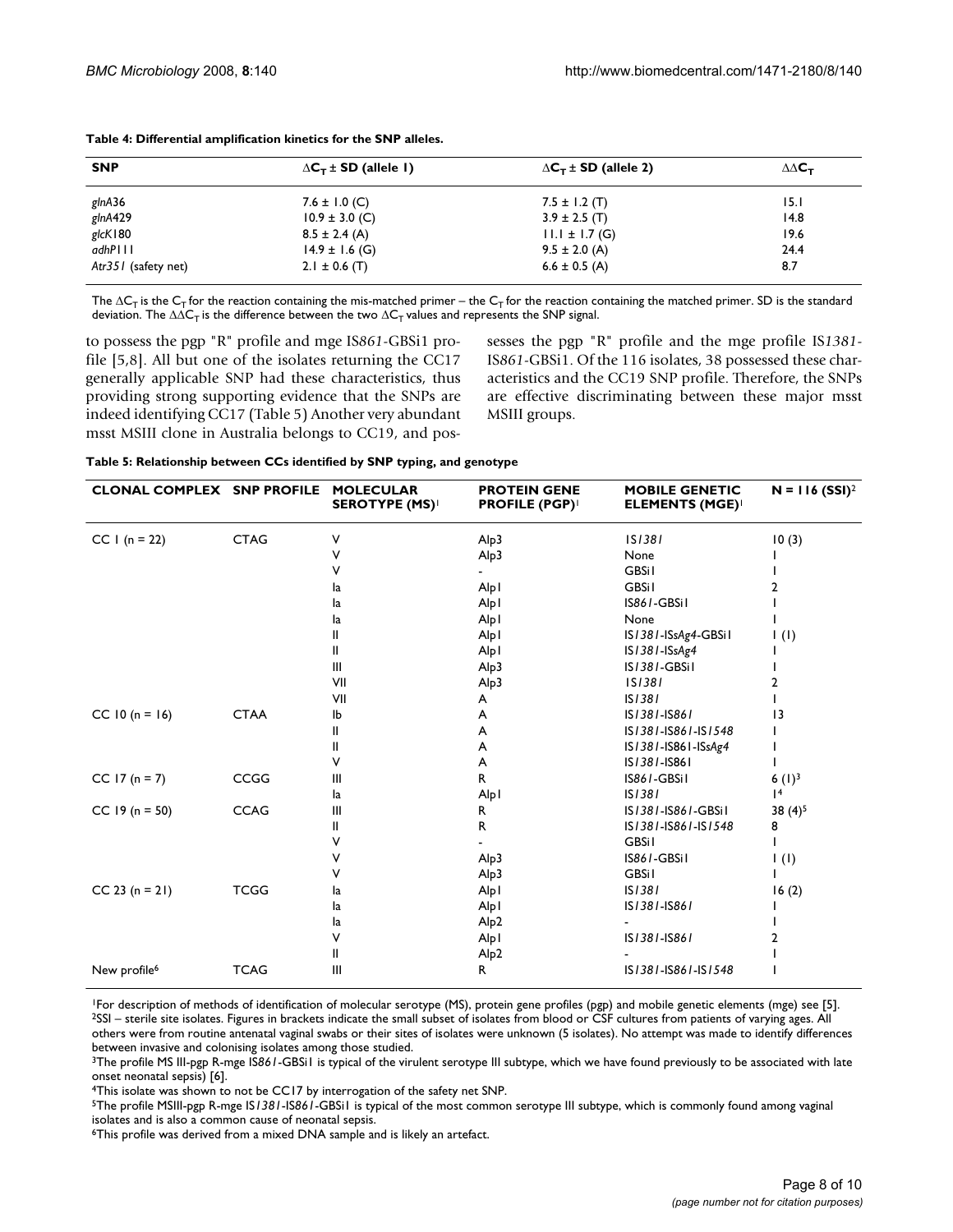**Table 4: Differential amplification kinetics for the SNP alleles.**

| SNP | $\Delta C_T \pm$ SD (allele 1) | $\Delta C_T \pm$ SD (allele 2) | $\Delta\Delta C_T$ |
|---|---|---|---|
| *glnA*36 | 7.6 ± 1.0 (C) | 7.5 ± 1.2 (T) | 15.1 |
| *glnA*429 | 10.9 ± 3.0 (C) | 3.9 ± 2.5 (T) | 14.8 |
| *glcK*180 | 8.5 ± 2.4 (A) | 11.1 ± 1.7 (G) | 19.6 |
| *adhP*111 | 14.9 ± 1.6 (G) | 9.5 ± 2.0 (A) | 24.4 |
| *Atr351* (safety net) | 2.1 ± 0.6 (T) | 6.6 ± 0.5 (A) | 8.7 |

The $\Delta C_T$ is the $C_T$ for the reaction containing the mis-matched primer – the $C_T$ for the reaction containing the matched primer. SD is the standard deviation. The $\Delta\Delta C_T$ is the difference between the two $\Delta C_T$ values and represents the SNP signal.

to possess the pgp "R" profile and mge IS*861*-GBSi1 profile [5,8]. All but one of the isolates returning the CC17 generally applicable SNP had these characteristics, thus providing strong supporting evidence that the SNPs are indeed identifying CC17 (Table 5) Another very abundant msst MSIII clone in Australia belongs to CC19, and possesses the pgp "R" profile and the mge profile IS*1381*-IS*861*-GBSi1. Of the 116 isolates, 38 possessed these characteristics and the CC19 SNP profile. Therefore, the SNPs are effective discriminating between these major msst MSIII groups.

**Table 5: Relationship between CCs identified by SNP typing, and genotype**

| CLONAL COMPLEX | SNP PROFILE | MOLECULAR SEROTYPE (MS)[1] | PROTEIN GENE PROFILE (PGP)[1] | MOBILE GENETIC ELEMENTS (MGE)[1] | N = 116 (SSI)[2] |
|---|---|---|---|---|---|
| CC 1 (n = 22) | CTAG | V | Alp3 | IS*1381* | 10 (3) |
| | | V | Alp3 | None | 1 |
| | | V | - | GBSi1 | 1 |
| | | Ia | Alp1 | GBSi1 | 2 |
| | | Ia | Alp1 | IS*861*-GBSi1 | 1 |
| | | Ia | Alp1 | None | 1 |
| | | II | Alp1 | IS*1381*-ISs*Ag4*-GBSi1 | 1 (1) |
| | | II | Alp1 | IS*1381*-ISs*Ag4* | 1 |
| | | III | Alp3 | IS*1381*-GBSi1 | 1 |
| | | VII | Alp3 | IS*1381* | 2 |
| | | VII | A | IS*1381* | 1 |
| CC 10 (n = 16) | CTAA | Ib | A | IS*1381*-IS*861* | 13 |
| | | II | A | IS*1381*-IS*861*-IS*1548* | 1 |
| | | II | A | IS*1381*-IS861-ISs*Ag4* | 1 |
| | | V | A | IS*1381*-IS861 | 1 |
| CC 17 (n = 7) | CCGG | III | R | IS*861*-GBSi1 | 6 (1)[3] |
| | | Ia | Alp1 | IS*1381* | 1[4] |
| CC 19 (n = 50) | CCAG | III | R | IS*1381*-IS*861*-GBSi1 | 38 (4)[5] |
| | | II | R | IS*1381*-IS*861*-IS*1548* | 8 |
| | | V | - | GBSi1 | 1 |
| | | V | Alp3 | IS*861*-GBSi1 | 1 (1) |
| | | V | Alp3 | GBSi1 | 1 |
| CC 23 (n = 21) | TCGG | Ia | Alp1 | IS*1381* | 16 (2) |
| | | Ia | Alp1 | IS*1381*-IS*861* | 1 |
| | | Ia | Alp2 | - | 1 |
| | | V | Alp1 | IS*1381*-IS*861* | 2 |
| | | II | Alp2 | - | 1 |
| New profile[6] | TCAG | III | R | IS*1381*-IS*861*-IS*1548* | 1 |

[1]For description of methods of identification of molecular serotype (MS), protein gene profiles (pgp) and mobile genetic elements (mge) see [5].
[2]SSI – sterile site isolates. Figures in brackets indicate the small subset of isolates from blood or CSF cultures from patients of varying ages. All others were from routine antenatal vaginal swabs or their sites of isolates were unknown (5 isolates). No attempt was made to identify differences between invasive and colonising isolates among those studied.
[3]The profile MS III-pgp R-mge IS*861*-GBSi1 is typical of the virulent serotype III subtype, which we have found previously to be associated with late onset neonatal sepsis) [6].
[4]This isolate was shown to not be CC17 by interrogation of the safety net SNP.
[5]The profile MSIII-pgp R-mge IS*1381*-IS*861*-GBSi1 is typical of the most common serotype III subtype, which is commonly found among vaginal isolates and is also a common cause of neonatal sepsis.
[6]This profile was derived from a mixed DNA sample and is likely an artefact.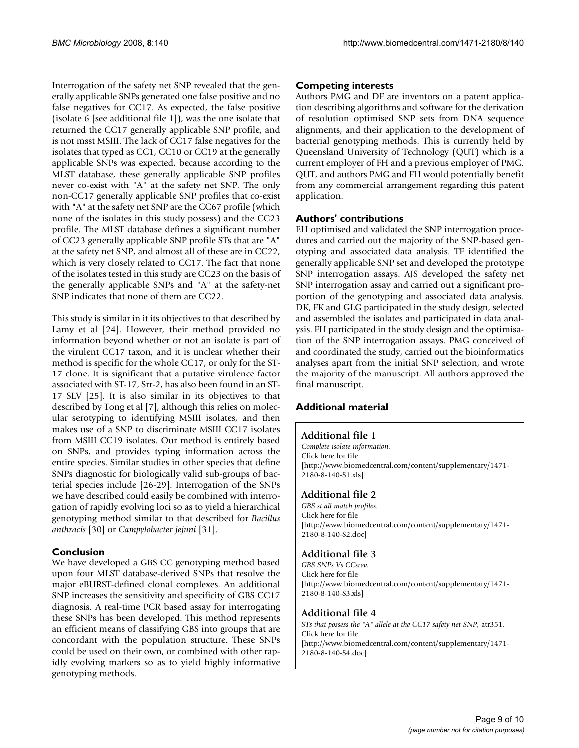Interrogation of the safety net SNP revealed that the generally applicable SNPs generated one false positive and no false negatives for CC17. As expected, the false positive (isolate 6 [see additional file 1]), was the one isolate that returned the CC17 generally applicable SNP profile, and is not msst MSIII. The lack of CC17 false negatives for the isolates that typed as CC1, CC10 or CC19 at the generally applicable SNPs was expected, because according to the MLST database, these generally applicable SNP profiles never co-exist with "A" at the safety net SNP. The only non-CC17 generally applicable SNP profiles that co-exist with "A" at the safety net SNP are the CC67 profile (which none of the isolates in this study possess) and the CC23 profile. The MLST database defines a significant number of CC23 generally applicable SNP profile STs that are "A" at the safety net SNP, and almost all of these are in CC22, which is very closely related to CC17. The fact that none of the isolates tested in this study are CC23 on the basis of the generally applicable SNPs and "A" at the safety-net SNP indicates that none of them are CC22.

This study is similar in it its objectives to that described by Lamy et al [24]. However, their method provided no information beyond whether or not an isolate is part of the virulent CC17 taxon, and it is unclear whether their method is specific for the whole CC17, or only for the ST-17 clone. It is significant that a putative virulence factor associated with ST-17, Srr-2, has also been found in an ST-17 SLV [25]. It is also similar in its objectives to that described by Tong et al [7], although this relies on molecular serotyping to identifying MSIII isolates, and then makes use of a SNP to discriminate MSIII CC17 isolates from MSIII CC19 isolates. Our method is entirely based on SNPs, and provides typing information across the entire species. Similar studies in other species that define SNPs diagnostic for biologically valid sub-groups of bacterial species include [26-29]. Interrogation of the SNPs we have described could easily be combined with interrogation of rapidly evolving loci so as to yield a hierarchical genotyping method similar to that described for *Bacillus anthracis* [30] or *Campylobacter jejuni* [31].

## Conclusion

We have developed a GBS CC genotyping method based upon four MLST database-derived SNPs that resolve the major eBURST-defined clonal complexes. An additional SNP increases the sensitivity and specificity of GBS CC17 diagnosis. A real-time PCR based assay for interrogating these SNPs has been developed. This method represents an efficient means of classifying GBS into groups that are concordant with the population structure. These SNPs could be used on their own, or combined with other rapidly evolving markers so as to yield highly informative genotyping methods.

## Competing interests

Authors PMG and DF are inventors on a patent application describing algorithms and software for the derivation of resolution optimised SNP sets from DNA sequence alignments, and their application to the development of bacterial genotyping methods. This is currently held by Queensland University of Technology (QUT) which is a current employer of FH and a previous employer of PMG. QUT, and authors PMG and FH would potentially benefit from any commercial arrangement regarding this patent application.

## Authors' contributions

EH optimised and validated the SNP interrogation procedures and carried out the majority of the SNP-based genotyping and associated data analysis. TF identified the generally applicable SNP set and developed the prototype SNP interrogation assays. AJS developed the safety net SNP interrogation assay and carried out a significant proportion of the genotyping and associated data analysis. DK, FK and GLG participated in the study design, selected and assembled the isolates and participated in data analysis. FH participated in the study design and the optimisation of the SNP interrogation assays. PMG conceived of and coordinated the study, carried out the bioinformatics analyses apart from the initial SNP selection, and wrote the majority of the manuscript. All authors approved the final manuscript.

## Additional material

### Additional file 1

*Complete isolate information.*
Click here for file
[http://www.biomedcentral.com/content/supplementary/1471-2180-8-140-S1.xls]

### Additional file 2

*GBS st all match profiles.*
Click here for file
[http://www.biomedcentral.com/content/supplementary/1471-2180-8-140-S2.doc]

### Additional file 3

*GBS SNPs Vs CCsrev.*
Click here for file
[http://www.biomedcentral.com/content/supplementary/1471-2180-8-140-S3.xls]

### Additional file 4

*STs that possess the "A" allele at the CC17 safety net SNP,* atr351.
Click here for file
[http://www.biomedcentral.com/content/supplementary/1471-2180-8-140-S4.doc]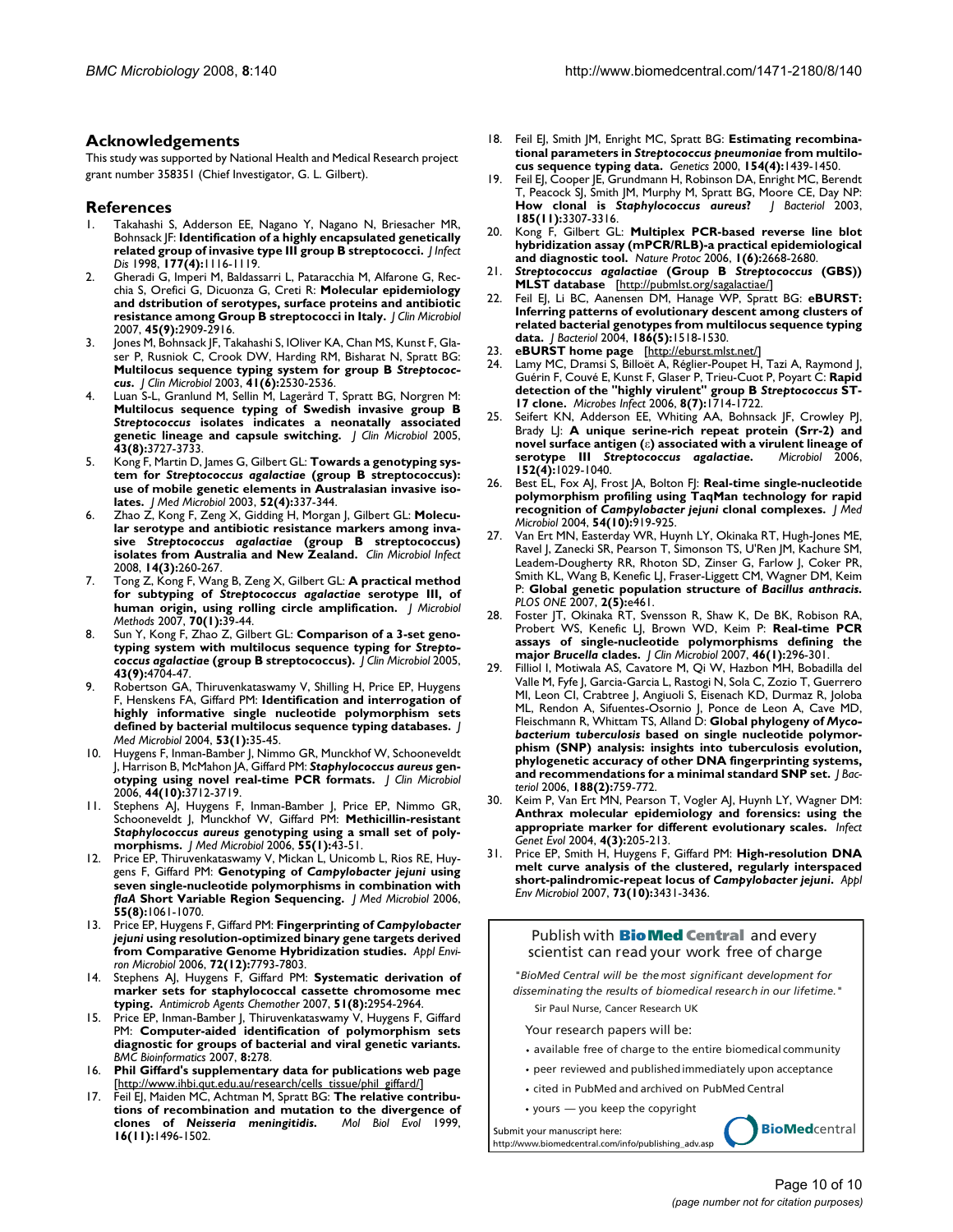## Acknowledgements

This study was supported by National Health and Medical Research project grant number 358351 (Chief Investigator, G. L. Gilbert).

## References

1. Takahashi S, Adderson EE, Nagano Y, Nagano N, Briesacher MR, Bohnsack JF: **Identification of a highly encapsulated genetically related group of invasive type III group B streptococci.** *J Infect Dis* 1998, **177(4):**1116-1119.
2. Gheradi G, Imperi M, Baldassarri L, Pataracchia M, Alfarone G, Recchia S, Orefici G, Dicuonza G, Creti R: **Molecular epidemiology and dstribution of serotypes, surface proteins and antibiotic resistance among Group B streptococci in Italy.** *J Clin Microbiol* 2007, **45(9):**2909-2916.
3. Jones M, Bohnsack JF, Takahashi S, lOliver KA, Chan MS, Kunst F, Glaser P, Rusniok C, Crook DW, Harding RM, Bisharat N, Spratt BG: **Multilocus sequence typing system for group B *Streptococcus*.** *J Clin Microbiol* 2003, **41(6):**2530-2536.
4. Luan S-L, Granlund M, Sellin M, Lagerård T, Spratt BG, Norgren M: **Multilocus sequence typing of Swedish invasive group B *Streptococcus* isolates indicates a neonatally associated genetic lineage and capsule switching.** *J Clin Microbiol* 2005, **43(8):**3727-3733.
5. Kong F, Martin D, James G, Gilbert GL: **Towards a genotyping system for *Streptococcus agalactiae* (group B streptococcus): use of mobile genetic elements in Australasian invasive isolates.** *J Med Microbiol* 2003, **52(4):**337-344.
6. Zhao Z, Kong F, Zeng X, Gidding H, Morgan J, Gilbert GL: **Molecular serotype and antibiotic resistance markers among invasive *Streptococcus agalactiae* (group B streptococcus) isolates from Australia and New Zealand.** *Clin Microbiol Infect* 2008, **14(3):**260-267.
7. Tong Z, Kong F, Wang B, Zeng X, Gilbert GL: **A practical method for subtyping of *Streptococcus agalactiae* serotype III, of human origin, using rolling circle amplification.** *J Microbiol Methods* 2007, **70(1):**39-44.
8. Sun Y, Kong F, Zhao Z, Gilbert GL: **Comparison of a 3-set genotyping system with multilocus sequence typing for *Streptococcus agalactiae* (group B streptococcus).** *J Clin Microbiol* 2005, **43(9):**4704-47.
9. Robertson GA, Thiruvenkataswamy V, Shilling H, Price EP, Huygens F, Henskens FA, Giffard PM: **Identification and interrogation of highly informative single nucleotide polymorphism sets defined by bacterial multilocus sequence typing databases.** *J Med Microbiol* 2004, **53(1):**35-45.
10. Huygens F, Inman-Bamber J, Nimmo GR, Munckhof W, Schooneveldt J, Harrison B, McMahon JA, Giffard PM: ***Staphylococcus aureus* genotyping using novel real-time PCR formats.** *J Clin Microbiol* 2006, **44(10):**3712-3719.
11. Stephens AJ, Huygens F, Inman-Bamber J, Price EP, Nimmo GR, Schooneveldt J, Munckhof W, Giffard PM: **Methicillin-resistant *Staphylococcus aureus* genotyping using a small set of polymorphisms.** *J Med Microbiol* 2006, **55(1):**43-51.
12. Price EP, Thiruvenkataswamy V, Mickan L, Unicomb L, Rios RE, Huygens F, Giffard PM: **Genotyping of *Campylobacter jejuni* using seven single-nucleotide polymorphisms in combination with *flaA* Short Variable Region Sequencing.** *J Med Microbiol* 2006, **55(8):**1061-1070.
13. Price EP, Huygens F, Giffard PM: **Fingerprinting of *Campylobacter jejuni* using resolution-optimized binary gene targets derived from Comparative Genome Hybridization studies.** *Appl Environ Microbiol* 2006, **72(12):**7793-7803.
14. Stephens AJ, Huygens F, Giffard PM: **Systematic derivation of marker sets for staphylococcal cassette chromosome mec typing.** *Antimicrob Agents Chemother* 2007, **51(8):**2954-2964.
15. Price EP, Inman-Bamber J, Thiruvenkataswamy V, Huygens F, Giffard PM: **Computer-aided identification of polymorphism sets diagnostic for groups of bacterial and viral genetic variants.** *BMC Bioinformatics* 2007, **8:**278.
16. **Phil Giffard's supplementary data for publications web page** [http://www.ihbi.qut.edu.au/research/cells_tissue/phil_giffard/]
17. Feil EJ, Maiden MC, Achtman M, Spratt BG: **The relative contributions of recombination and mutation to the divergence of clones of *Neisseria meningitidis*.** *Mol Biol Evol* 1999, **16(11):**1496-1502.
18. Feil EJ, Smith JM, Enright MC, Spratt BG: **Estimating recombinational parameters in *Streptococcus pneumoniae* from multilocus sequence typing data.** *Genetics* 2000, **154(4):**1439-1450.
19. Feil EJ, Cooper JE, Grundmann H, Robinson DA, Enright MC, Berendt T, Peacock SJ, Smith JM, Murphy M, Spratt BG, Moore CE, Day NP: **How clonal is *Staphylococcus aureus*?** *J Bacteriol* 2003, **185(11):**3307-3316.
20. Kong F, Gilbert GL: **Multiplex PCR-based reverse line blot hybridization assay (mPCR/RLB)-a practical epidemiological and diagnostic tool.** *Nature Protoc* 2006, **1(6):**2668-2680.
21. ***Streptococcus agalactiae* (Group B *Streptococcus* (GBS)) MLST database** [http://pubmlst.org/sagalactiae/]
22. Feil EJ, Li BC, Aanensen DM, Hanage WP, Spratt BG: **eBURST: Inferring patterns of evolutionary descent among clusters of related bacterial genotypes from multilocus sequence typing data.** *J Bacteriol* 2004, **186(5):**1518-1530.
23. **eBURST home page** [http://eburst.mlst.net/]
24. Lamy MC, Dramsi S, Billoët A, Réglier-Poupet H, Tazi A, Raymond J, Guérin F, Couvé E, Kunst F, Glaser P, Trieu-Cuot P, Poyart C: **Rapid detection of the "highly virulent" group B *Streptococcus* ST-17 clone.** *Microbes Infect* 2006, **8(7):**1714-1722.
25. Seifert KN, Adderson EE, Whiting AA, Bohnsack JF, Crowley PJ, Brady LJ: **A unique serine-rich repeat protein (Srr-2) and novel surface antigen (ε) associated with a virulent lineage of serotype III *Streptococcus agalactiae*.** *Microbiol* 2006, **152(4):**1029-1040.
26. Best EL, Fox AJ, Frost JA, Bolton FJ: **Real-time single-nucleotide polymorphism profiling using TaqMan technology for rapid recognition of *Campylobacter jejuni* clonal complexes.** *J Med Microbiol* 2004, **54(10):**919-925.
27. Van Ert MN, Easterday WR, Huynh LY, Okinaka RT, Hugh-Jones ME, Ravel J, Zanecki SR, Pearson T, Simonson TS, U'Ren JM, Kachure SM, Leadem-Dougherty RR, Rhoton SD, Zinser G, Farlow J, Coker PR, Smith KL, Wang B, Kenefic LJ, Fraser-Liggett CM, Wagner DM, Keim P: **Global genetic population structure of *Bacillus anthracis*.** *PLOS ONE* 2007, **2(5):**e461.
28. Foster JT, Okinaka RT, Svensson R, Shaw K, De BK, Robison RA, Probert WS, Kenefic LJ, Brown WD, Keim P: **Real-time PCR assays of single-nucleotide polymorphisms defining the major *Brucella* clades.** *J Clin Microbiol* 2007, **46(1):**296-301.
29. Filliol I, Motiwala AS, Cavatore M, Qi W, Hazbon MH, Bobadilla del Valle M, Fyfe J, Garcia-Garcia L, Rastogi N, Sola C, Zozio T, Guerrero MI, Leon CI, Crabtree J, Angiuoli S, Eisenach KD, Durmaz R, Joloba ML, Rendon A, Sifuentes-Osornio J, Ponce de Leon A, Cave MD, Fleischmann R, Whittam TS, Alland D: **Global phylogeny of *Mycobacterium tuberculosis* based on single nucleotide polymorphism (SNP) analysis: insights into tuberculosis evolution, phylogenetic accuracy of other DNA fingerprinting systems, and recommendations for a minimal standard SNP set.** *J Bacteriol* 2006, **188(2):**759-772.
30. Keim P, Van Ert MN, Pearson T, Vogler AJ, Huynh LY, Wagner DM: **Anthrax molecular epidemiology and forensics: using the appropriate marker for different evolutionary scales.** *Infect Genet Evol* 2004, **4(3):**205-213.
31. Price EP, Smith H, Huygens F, Giffard PM: **High-resolution DNA melt curve analysis of the clustered, regularly interspaced short-palindromic-repeat locus of *Campylobacter jejuni*.** *Appl Env Microbiol* 2007, **73(10):**3431-3436.

Publish with **BioMed Central** and every scientist can read your work free of charge

*"BioMed Central will be the most significant development for disseminating the results of biomedical research in our lifetime."*

Sir Paul Nurse, Cancer Research UK

Your research papers will be:

- available free of charge to the entire biomedical community
- peer reviewed and published immediately upon acceptance
- cited in PubMed and archived on PubMed Central
- yours — you keep the copyright

Submit your manuscript here:
http://www.biomedcentral.com/info/publishing_adv.asp

BioMedcentral